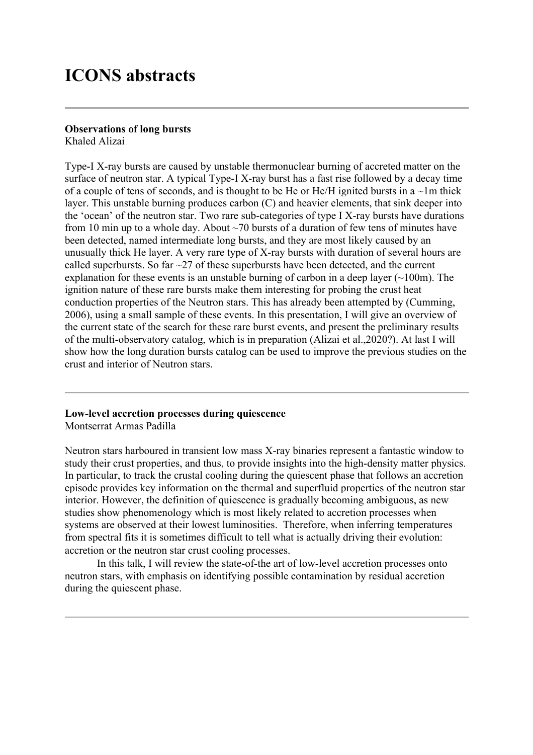# ICONS abstracts

---

**Observations of long bursts**
Khaled Alizai

Type-I X-ray bursts are caused by unstable thermonuclear burning of accreted matter on the surface of neutron star. A typical Type-I X-ray burst has a fast rise followed by a decay time of a couple of tens of seconds, and is thought to be He or He/H ignited bursts in a ~1m thick layer. This unstable burning produces carbon (C) and heavier elements, that sink deeper into the 'ocean' of the neutron star. Two rare sub-categories of type I X-ray bursts have durations from 10 min up to a whole day. About ~70 bursts of a duration of few tens of minutes have been detected, named intermediate long bursts, and they are most likely caused by an unusually thick He layer. A very rare type of X-ray bursts with duration of several hours are called superbursts. So far ~27 of these superbursts have been detected, and the current explanation for these events is an unstable burning of carbon in a deep layer (~100m). The ignition nature of these rare bursts make them interesting for probing the crust heat conduction properties of the Neutron stars. This has already been attempted by (Cumming, 2006), using a small sample of these events. In this presentation, I will give an overview of the current state of the search for these rare burst events, and present the preliminary results of the multi-observatory catalog, which is in preparation (Alizai et al.,2020?). At last I will show how the long duration bursts catalog can be used to improve the previous studies on the crust and interior of Neutron stars.

---

**Low-level accretion processes during quiescence**
Montserrat Armas Padilla

Neutron stars harboured in transient low mass X-ray binaries represent a fantastic window to study their crust properties, and thus, to provide insights into the high-density matter physics. In particular, to track the crustal cooling during the quiescent phase that follows an accretion episode provides key information on the thermal and superfluid properties of the neutron star interior. However, the definition of quiescence is gradually becoming ambiguous, as new studies show phenomenology which is most likely related to accretion processes when systems are observed at their lowest luminosities. Therefore, when inferring temperatures from spectral fits it is sometimes difficult to tell what is actually driving their evolution: accretion or the neutron star crust cooling processes.

In this talk, I will review the state-of-the art of low-level accretion processes onto neutron stars, with emphasis on identifying possible contamination by residual accretion during the quiescent phase.

---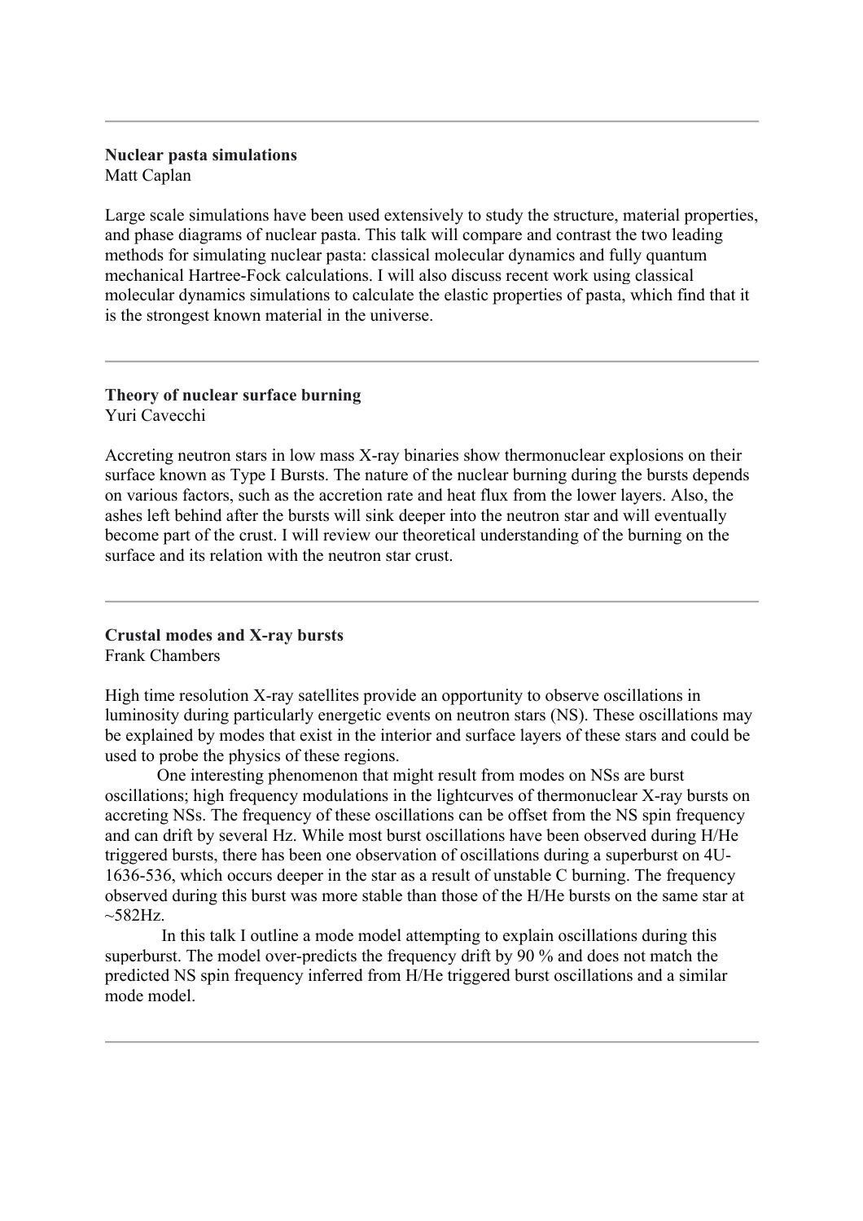---

**Nuclear pasta simulations**
Matt Caplan

Large scale simulations have been used extensively to study the structure, material properties, and phase diagrams of nuclear pasta. This talk will compare and contrast the two leading methods for simulating nuclear pasta: classical molecular dynamics and fully quantum mechanical Hartree-Fock calculations. I will also discuss recent work using classical molecular dynamics simulations to calculate the elastic properties of pasta, which find that it is the strongest known material in the universe.

---

**Theory of nuclear surface burning**
Yuri Cavecchi

Accreting neutron stars in low mass X-ray binaries show thermonuclear explosions on their surface known as Type I Bursts. The nature of the nuclear burning during the bursts depends on various factors, such as the accretion rate and heat flux from the lower layers. Also, the ashes left behind after the bursts will sink deeper into the neutron star and will eventually become part of the crust. I will review our theoretical understanding of the burning on the surface and its relation with the neutron star crust.

---

**Crustal modes and X-ray bursts**
Frank Chambers

High time resolution X-ray satellites provide an opportunity to observe oscillations in luminosity during particularly energetic events on neutron stars (NS). These oscillations may be explained by modes that exist in the interior and surface layers of these stars and could be used to probe the physics of these regions.

One interesting phenomenon that might result from modes on NSs are burst oscillations; high frequency modulations in the lightcurves of thermonuclear X-ray bursts on accreting NSs. The frequency of these oscillations can be offset from the NS spin frequency and can drift by several Hz. While most burst oscillations have been observed during H/He triggered bursts, there has been one observation of oscillations during a superburst on 4U-1636-536, which occurs deeper in the star as a result of unstable C burning. The frequency observed during this burst was more stable than those of the H/He bursts on the same star at ~582Hz.

In this talk I outline a mode model attempting to explain oscillations during this superburst. The model over-predicts the frequency drift by 90 % and does not match the predicted NS spin frequency inferred from H/He triggered burst oscillations and a similar mode model.

---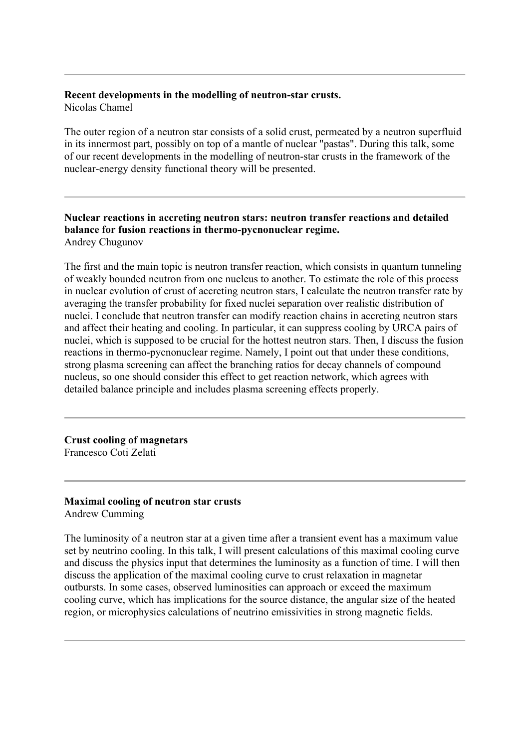---

**Recent developments in the modelling of neutron-star crusts.**
Nicolas Chamel

The outer region of a neutron star consists of a solid crust, permeated by a neutron superfluid in its innermost part, possibly on top of a mantle of nuclear "pastas". During this talk, some of our recent developments in the modelling of neutron-star crusts in the framework of the nuclear-energy density functional theory will be presented.

---

**Nuclear reactions in accreting neutron stars: neutron transfer reactions and detailed balance for fusion reactions in thermo-pycnonuclear regime.**
Andrey Chugunov

The first and the main topic is neutron transfer reaction, which consists in quantum tunneling of weakly bounded neutron from one nucleus to another. To estimate the role of this process in nuclear evolution of crust of accreting neutron stars, I calculate the neutron transfer rate by averaging the transfer probability for fixed nuclei separation over realistic distribution of nuclei. I conclude that neutron transfer can modify reaction chains in accreting neutron stars and affect their heating and cooling. In particular, it can suppress cooling by URCA pairs of nuclei, which is supposed to be crucial for the hottest neutron stars. Then, I discuss the fusion reactions in thermo-pycnonuclear regime. Namely, I point out that under these conditions, strong plasma screening can affect the branching ratios for decay channels of compound nucleus, so one should consider this effect to get reaction network, which agrees with detailed balance principle and includes plasma screening effects properly.

---

**Crust cooling of magnetars**
Francesco Coti Zelati

---

**Maximal cooling of neutron star crusts**
Andrew Cumming

The luminosity of a neutron star at a given time after a transient event has a maximum value set by neutrino cooling. In this talk, I will present calculations of this maximal cooling curve and discuss the physics input that determines the luminosity as a function of time. I will then discuss the application of the maximal cooling curve to crust relaxation in magnetar outbursts. In some cases, observed luminosities can approach or exceed the maximum cooling curve, which has implications for the source distance, the angular size of the heated region, or microphysics calculations of neutrino emissivities in strong magnetic fields.

---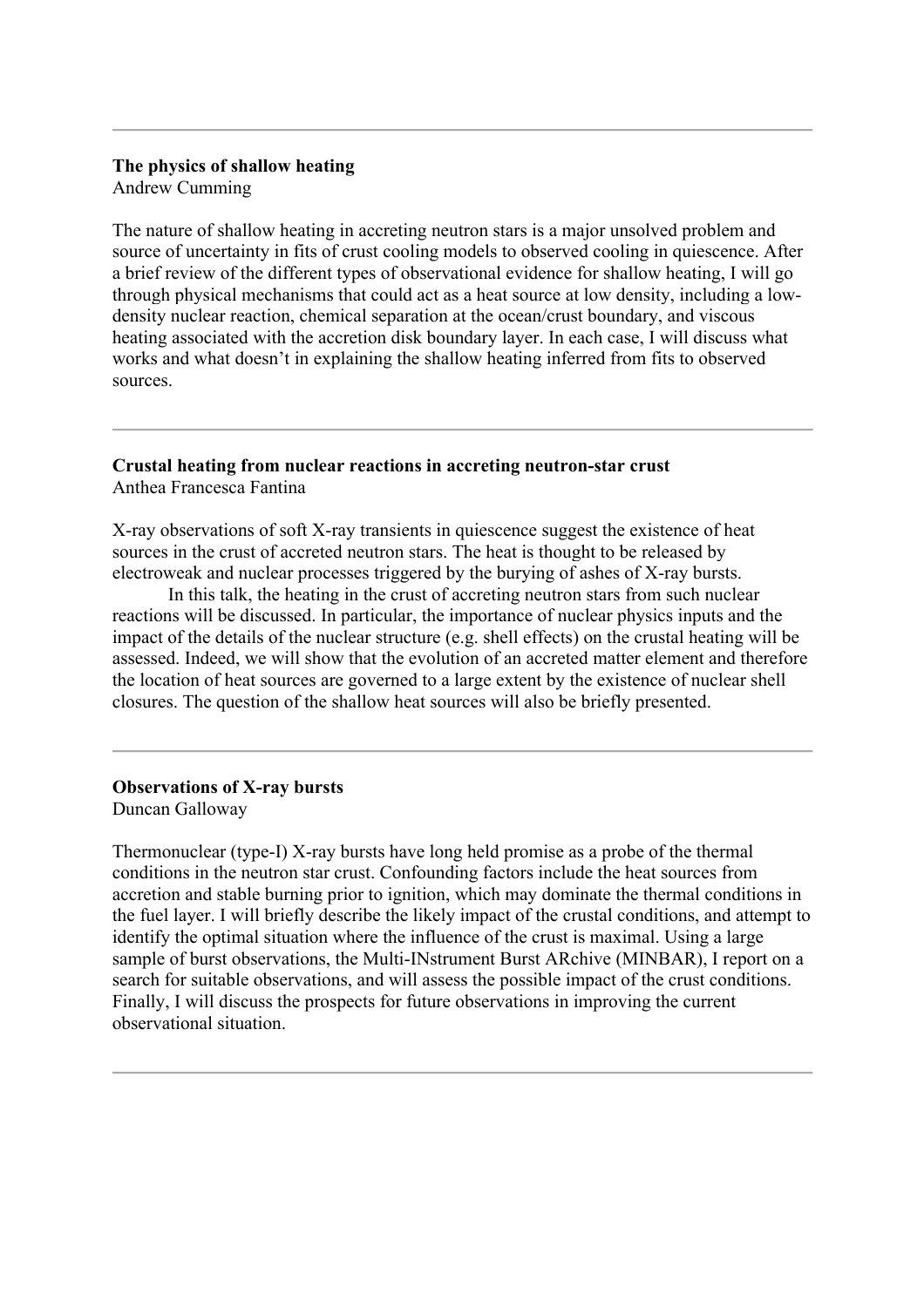---

**The physics of shallow heating**
Andrew Cumming

The nature of shallow heating in accreting neutron stars is a major unsolved problem and source of uncertainty in fits of crust cooling models to observed cooling in quiescence. After a brief review of the different types of observational evidence for shallow heating, I will go through physical mechanisms that could act as a heat source at low density, including a low-density nuclear reaction, chemical separation at the ocean/crust boundary, and viscous heating associated with the accretion disk boundary layer. In each case, I will discuss what works and what doesn't in explaining the shallow heating inferred from fits to observed sources.

---

**Crustal heating from nuclear reactions in accreting neutron-star crust**
Anthea Francesca Fantina

X-ray observations of soft X-ray transients in quiescence suggest the existence of heat sources in the crust of accreted neutron stars. The heat is thought to be released by electroweak and nuclear processes triggered by the burying of ashes of X-ray bursts.

In this talk, the heating in the crust of accreting neutron stars from such nuclear reactions will be discussed. In particular, the importance of nuclear physics inputs and the impact of the details of the nuclear structure (e.g. shell effects) on the crustal heating will be assessed. Indeed, we will show that the evolution of an accreted matter element and therefore the location of heat sources are governed to a large extent by the existence of nuclear shell closures. The question of the shallow heat sources will also be briefly presented.

---

**Observations of X-ray bursts**
Duncan Galloway

Thermonuclear (type-I) X-ray bursts have long held promise as a probe of the thermal conditions in the neutron star crust. Confounding factors include the heat sources from accretion and stable burning prior to ignition, which may dominate the thermal conditions in the fuel layer. I will briefly describe the likely impact of the crustal conditions, and attempt to identify the optimal situation where the influence of the crust is maximal. Using a large sample of burst observations, the Multi-INstrument Burst ARchive (MINBAR), I report on a search for suitable observations, and will assess the possible impact of the crust conditions. Finally, I will discuss the prospects for future observations in improving the current observational situation.

---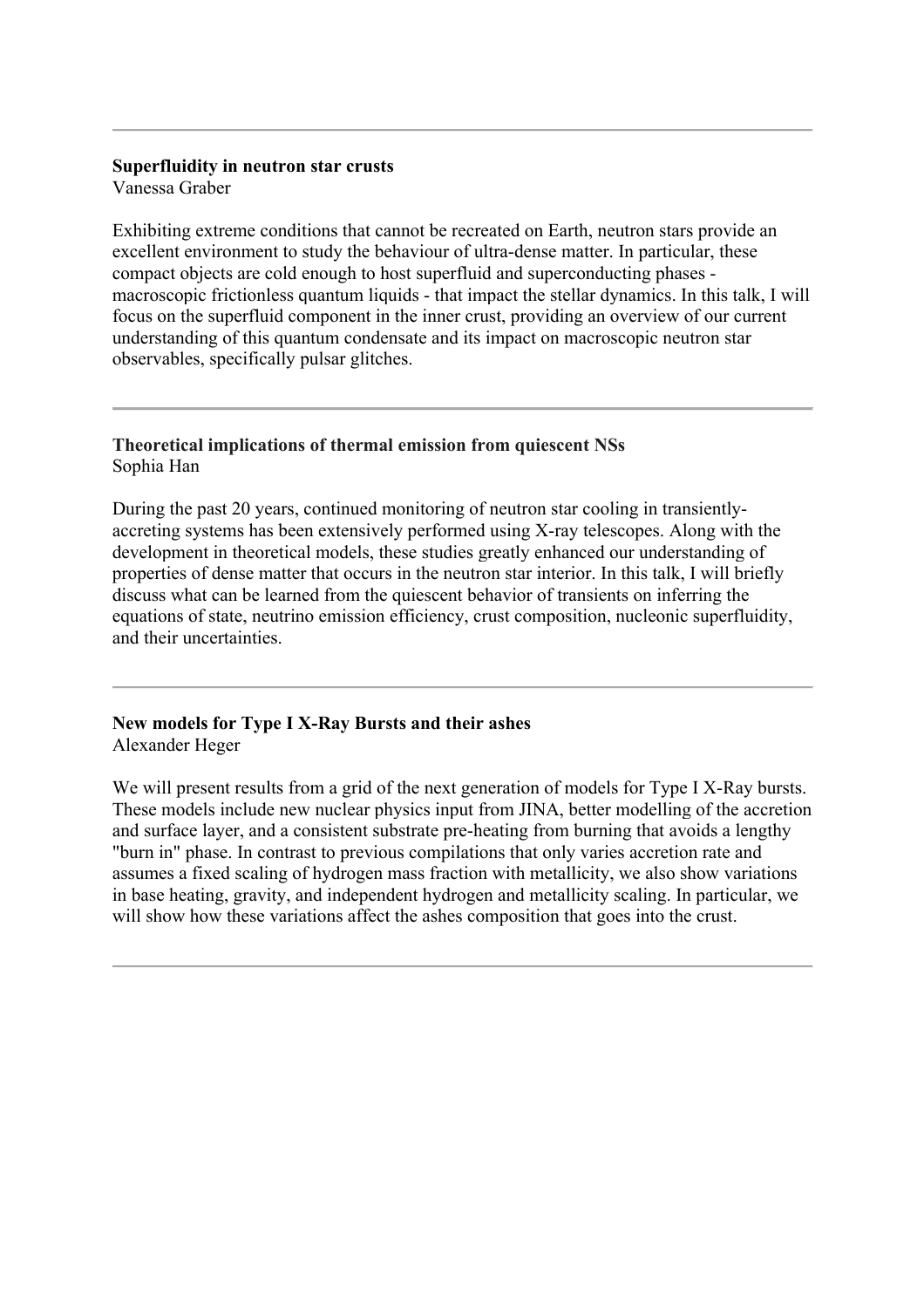---

**Superfluidity in neutron star crusts**
Vanessa Graber

Exhibiting extreme conditions that cannot be recreated on Earth, neutron stars provide an excellent environment to study the behaviour of ultra-dense matter. In particular, these compact objects are cold enough to host superfluid and superconducting phases - macroscopic frictionless quantum liquids - that impact the stellar dynamics. In this talk, I will focus on the superfluid component in the inner crust, providing an overview of our current understanding of this quantum condensate and its impact on macroscopic neutron star observables, specifically pulsar glitches.

---

**Theoretical implications of thermal emission from quiescent NSs**
Sophia Han

During the past 20 years, continued monitoring of neutron star cooling in transiently-accreting systems has been extensively performed using X-ray telescopes. Along with the development in theoretical models, these studies greatly enhanced our understanding of properties of dense matter that occurs in the neutron star interior. In this talk, I will briefly discuss what can be learned from the quiescent behavior of transients on inferring the equations of state, neutrino emission efficiency, crust composition, nucleonic superfluidity, and their uncertainties.

---

**New models for Type I X-Ray Bursts and their ashes**
Alexander Heger

We will present results from a grid of the next generation of models for Type I X-Ray bursts. These models include new nuclear physics input from JINA, better modelling of the accretion and surface layer, and a consistent substrate pre-heating from burning that avoids a lengthy "burn in" phase. In contrast to previous compilations that only varies accretion rate and assumes a fixed scaling of hydrogen mass fraction with metallicity, we also show variations in base heating, gravity, and independent hydrogen and metallicity scaling. In particular, we will show how these variations affect the ashes composition that goes into the crust.

---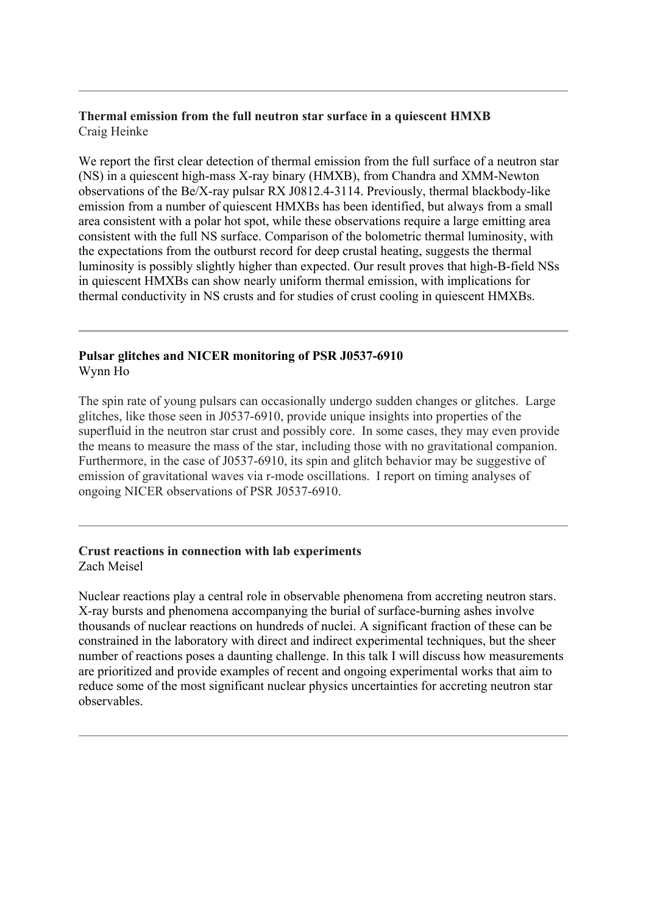---

**Thermal emission from the full neutron star surface in a quiescent HMXB**
Craig Heinke

We report the first clear detection of thermal emission from the full surface of a neutron star (NS) in a quiescent high-mass X-ray binary (HMXB), from Chandra and XMM-Newton observations of the Be/X-ray pulsar RX J0812.4-3114. Previously, thermal blackbody-like emission from a number of quiescent HMXBs has been identified, but always from a small area consistent with a polar hot spot, while these observations require a large emitting area consistent with the full NS surface. Comparison of the bolometric thermal luminosity, with the expectations from the outburst record for deep crustal heating, suggests the thermal luminosity is possibly slightly higher than expected. Our result proves that high-B-field NSs in quiescent HMXBs can show nearly uniform thermal emission, with implications for thermal conductivity in NS crusts and for studies of crust cooling in quiescent HMXBs.

---

**Pulsar glitches and NICER monitoring of PSR J0537-6910**
Wynn Ho

The spin rate of young pulsars can occasionally undergo sudden changes or glitches. Large glitches, like those seen in J0537-6910, provide unique insights into properties of the superfluid in the neutron star crust and possibly core. In some cases, they may even provide the means to measure the mass of the star, including those with no gravitational companion. Furthermore, in the case of J0537-6910, its spin and glitch behavior may be suggestive of emission of gravitational waves via r-mode oscillations. I report on timing analyses of ongoing NICER observations of PSR J0537-6910.

---

**Crust reactions in connection with lab experiments**
Zach Meisel

Nuclear reactions play a central role in observable phenomena from accreting neutron stars. X-ray bursts and phenomena accompanying the burial of surface-burning ashes involve thousands of nuclear reactions on hundreds of nuclei. A significant fraction of these can be constrained in the laboratory with direct and indirect experimental techniques, but the sheer number of reactions poses a daunting challenge. In this talk I will discuss how measurements are prioritized and provide examples of recent and ongoing experimental works that aim to reduce some of the most significant nuclear physics uncertainties for accreting neutron star observables.

---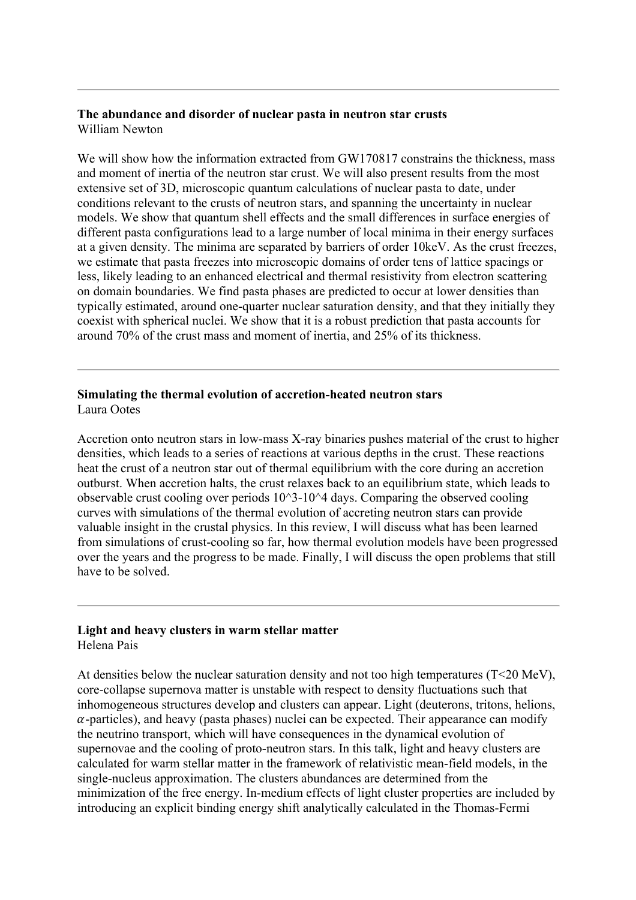---

**The abundance and disorder of nuclear pasta in neutron star crusts**
William Newton

We will show how the information extracted from GW170817 constrains the thickness, mass and moment of inertia of the neutron star crust. We will also present results from the most extensive set of 3D, microscopic quantum calculations of nuclear pasta to date, under conditions relevant to the crusts of neutron stars, and spanning the uncertainty in nuclear models. We show that quantum shell effects and the small differences in surface energies of different pasta configurations lead to a large number of local minima in their energy surfaces at a given density. The minima are separated by barriers of order 10keV. As the crust freezes, we estimate that pasta freezes into microscopic domains of order tens of lattice spacings or less, likely leading to an enhanced electrical and thermal resistivity from electron scattering on domain boundaries. We find pasta phases are predicted to occur at lower densities than typically estimated, around one-quarter nuclear saturation density, and that they initially they coexist with spherical nuclei. We show that it is a robust prediction that pasta accounts for around 70% of the crust mass and moment of inertia, and 25% of its thickness.

---

**Simulating the thermal evolution of accretion-heated neutron stars**
Laura Ootes

Accretion onto neutron stars in low-mass X-ray binaries pushes material of the crust to higher densities, which leads to a series of reactions at various depths in the crust. These reactions heat the crust of a neutron star out of thermal equilibrium with the core during an accretion outburst. When accretion halts, the crust relaxes back to an equilibrium state, which leads to observable crust cooling over periods 10^3-10^4 days. Comparing the observed cooling curves with simulations of the thermal evolution of accreting neutron stars can provide valuable insight in the crustal physics. In this review, I will discuss what has been learned from simulations of crust-cooling so far, how thermal evolution models have been progressed over the years and the progress to be made. Finally, I will discuss the open problems that still have to be solved.

---

**Light and heavy clusters in warm stellar matter**
Helena Pais

At densities below the nuclear saturation density and not too high temperatures (T<20 MeV), core-collapse supernova matter is unstable with respect to density fluctuations such that inhomogeneous structures develop and clusters can appear. Light (deuterons, tritons, helions, $\alpha$-particles), and heavy (pasta phases) nuclei can be expected. Their appearance can modify the neutrino transport, which will have consequences in the dynamical evolution of supernovae and the cooling of proto-neutron stars. In this talk, light and heavy clusters are calculated for warm stellar matter in the framework of relativistic mean-field models, in the single-nucleus approximation. The clusters abundances are determined from the minimization of the free energy. In-medium effects of light cluster properties are included by introducing an explicit binding energy shift analytically calculated in the Thomas-Fermi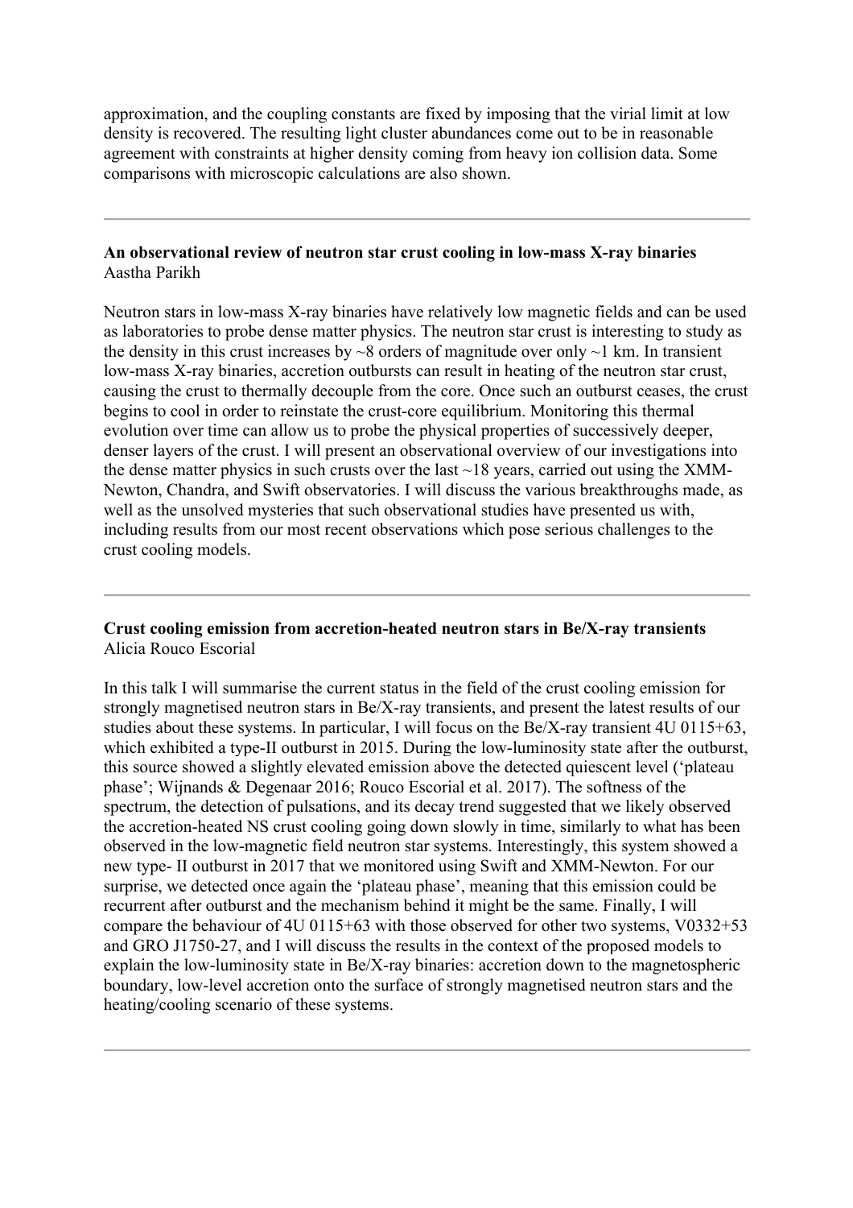approximation, and the coupling constants are fixed by imposing that the virial limit at low density is recovered. The resulting light cluster abundances come out to be in reasonable agreement with constraints at higher density coming from heavy ion collision data. Some comparisons with microscopic calculations are also shown.

---

**An observational review of neutron star crust cooling in low-mass X-ray binaries**
Aastha Parikh

Neutron stars in low-mass X-ray binaries have relatively low magnetic fields and can be used as laboratories to probe dense matter physics. The neutron star crust is interesting to study as the density in this crust increases by ~8 orders of magnitude over only ~1 km. In transient low-mass X-ray binaries, accretion outbursts can result in heating of the neutron star crust, causing the crust to thermally decouple from the core. Once such an outburst ceases, the crust begins to cool in order to reinstate the crust-core equilibrium. Monitoring this thermal evolution over time can allow us to probe the physical properties of successively deeper, denser layers of the crust. I will present an observational overview of our investigations into the dense matter physics in such crusts over the last ~18 years, carried out using the XMM-Newton, Chandra, and Swift observatories. I will discuss the various breakthroughs made, as well as the unsolved mysteries that such observational studies have presented us with, including results from our most recent observations which pose serious challenges to the crust cooling models.

---

**Crust cooling emission from accretion-heated neutron stars in Be/X-ray transients**
Alicia Rouco Escorial

In this talk I will summarise the current status in the field of the crust cooling emission for strongly magnetised neutron stars in Be/X-ray transients, and present the latest results of our studies about these systems. In particular, I will focus on the Be/X-ray transient 4U 0115+63, which exhibited a type-II outburst in 2015. During the low-luminosity state after the outburst, this source showed a slightly elevated emission above the detected quiescent level ('plateau phase'; Wijnands & Degenaar 2016; Rouco Escorial et al. 2017). The softness of the spectrum, the detection of pulsations, and its decay trend suggested that we likely observed the accretion-heated NS crust cooling going down slowly in time, similarly to what has been observed in the low-magnetic field neutron star systems. Interestingly, this system showed a new type- II outburst in 2017 that we monitored using Swift and XMM-Newton. For our surprise, we detected once again the 'plateau phase', meaning that this emission could be recurrent after outburst and the mechanism behind it might be the same. Finally, I will compare the behaviour of 4U 0115+63 with those observed for other two systems, V0332+53 and GRO J1750-27, and I will discuss the results in the context of the proposed models to explain the low-luminosity state in Be/X-ray binaries: accretion down to the magnetospheric boundary, low-level accretion onto the surface of strongly magnetised neutron stars and the heating/cooling scenario of these systems.

---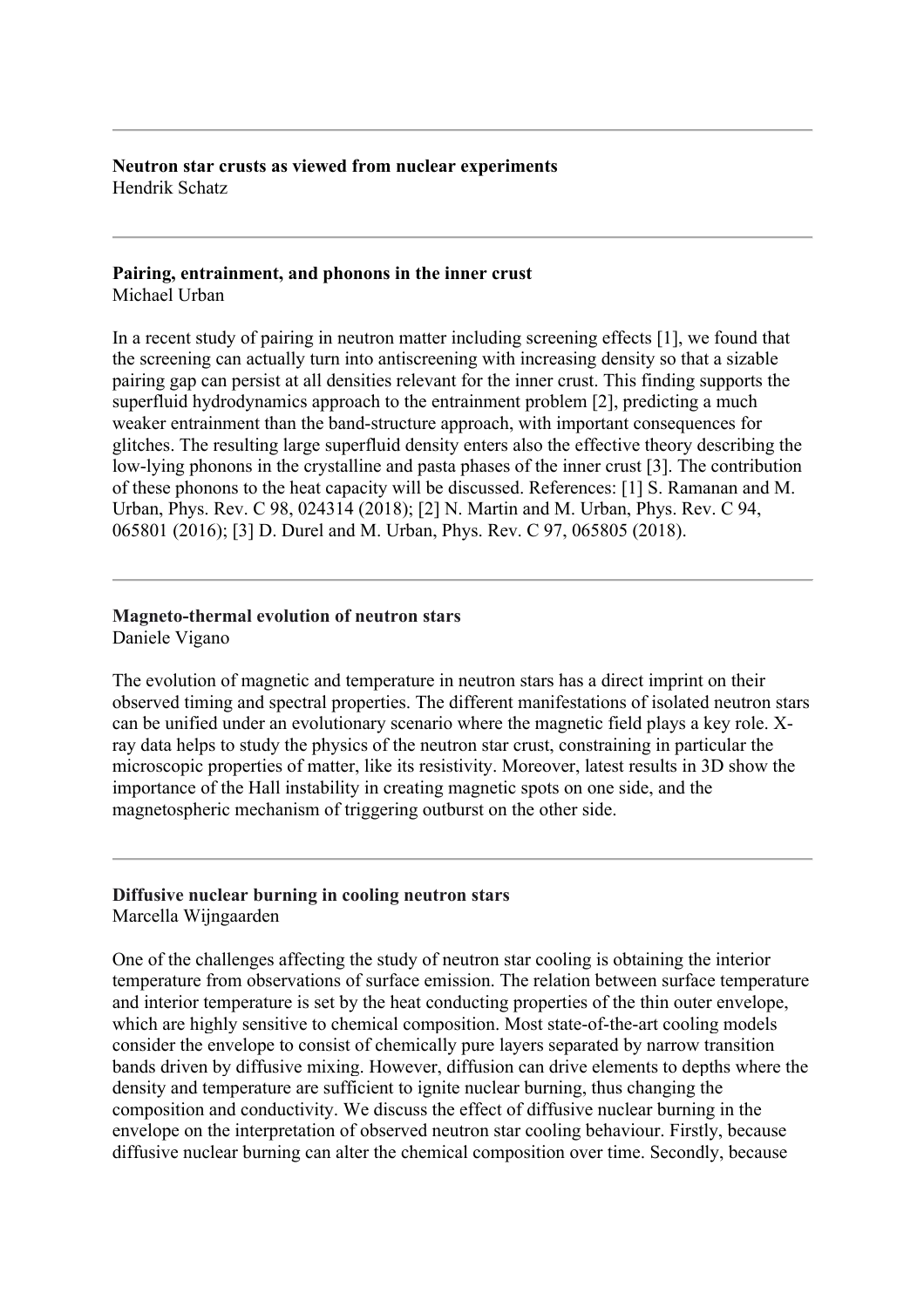---

**Neutron star crusts as viewed from nuclear experiments**
Hendrik Schatz

---

**Pairing, entrainment, and phonons in the inner crust**
Michael Urban

In a recent study of pairing in neutron matter including screening effects [1], we found that the screening can actually turn into antiscreening with increasing density so that a sizable pairing gap can persist at all densities relevant for the inner crust. This finding supports the superfluid hydrodynamics approach to the entrainment problem [2], predicting a much weaker entrainment than the band-structure approach, with important consequences for glitches. The resulting large superfluid density enters also the effective theory describing the low-lying phonons in the crystalline and pasta phases of the inner crust [3]. The contribution of these phonons to the heat capacity will be discussed. References: [1] S. Ramanan and M. Urban, Phys. Rev. C 98, 024314 (2018); [2] N. Martin and M. Urban, Phys. Rev. C 94, 065801 (2016); [3] D. Durel and M. Urban, Phys. Rev. C 97, 065805 (2018).

---

**Magneto-thermal evolution of neutron stars**
Daniele Vigano

The evolution of magnetic and temperature in neutron stars has a direct imprint on their observed timing and spectral properties. The different manifestations of isolated neutron stars can be unified under an evolutionary scenario where the magnetic field plays a key role. X-ray data helps to study the physics of the neutron star crust, constraining in particular the microscopic properties of matter, like its resistivity. Moreover, latest results in 3D show the importance of the Hall instability in creating magnetic spots on one side, and the magnetospheric mechanism of triggering outburst on the other side.

---

**Diffusive nuclear burning in cooling neutron stars**
Marcella Wijngaarden

One of the challenges affecting the study of neutron star cooling is obtaining the interior temperature from observations of surface emission. The relation between surface temperature and interior temperature is set by the heat conducting properties of the thin outer envelope, which are highly sensitive to chemical composition. Most state-of-the-art cooling models consider the envelope to consist of chemically pure layers separated by narrow transition bands driven by diffusive mixing. However, diffusion can drive elements to depths where the density and temperature are sufficient to ignite nuclear burning, thus changing the composition and conductivity. We discuss the effect of diffusive nuclear burning in the envelope on the interpretation of observed neutron star cooling behaviour. Firstly, because diffusive nuclear burning can alter the chemical composition over time. Secondly, because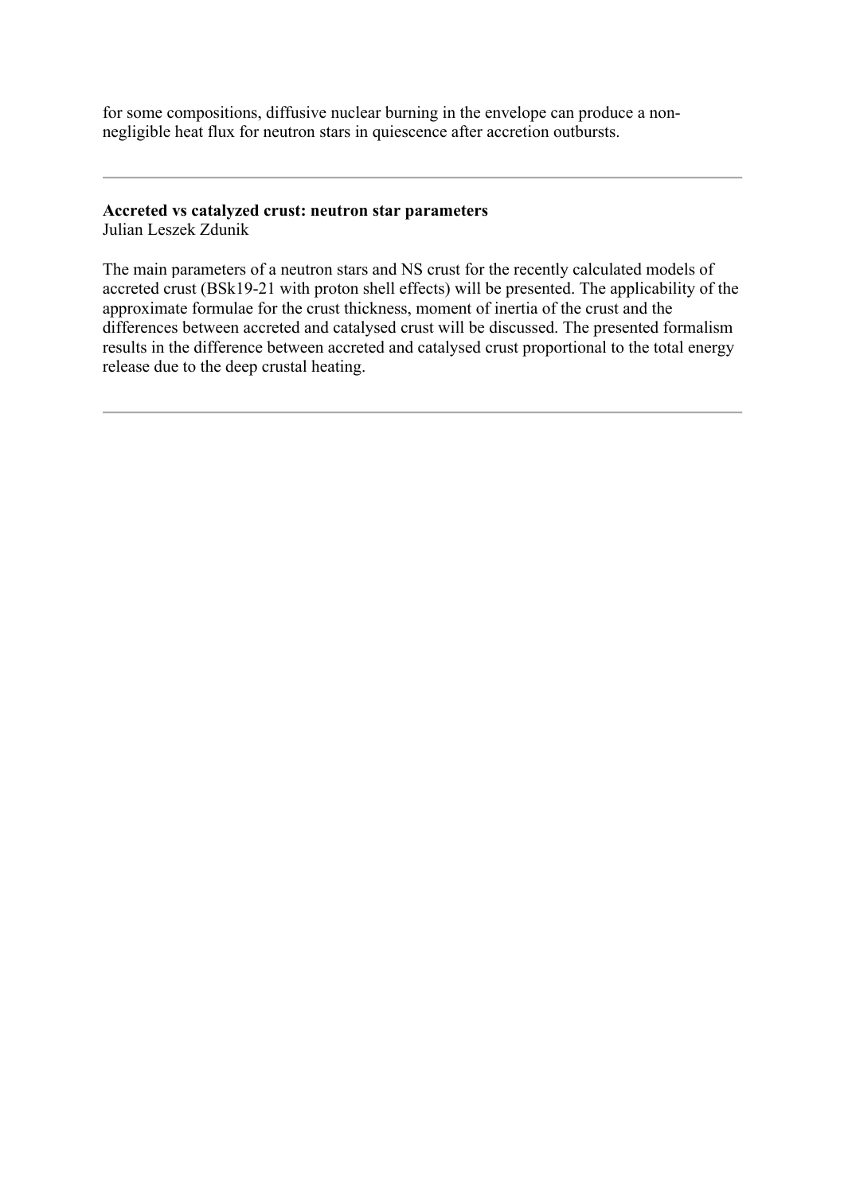for some compositions, diffusive nuclear burning in the envelope can produce a non-negligible heat flux for neutron stars in quiescence after accretion outbursts.

---

**Accreted vs catalyzed crust: neutron star parameters**
Julian Leszek Zdunik

The main parameters of a neutron stars and NS crust for the recently calculated models of accreted crust (BSk19-21 with proton shell effects) will be presented. The applicability of the approximate formulae for the crust thickness, moment of inertia of the crust and the differences between accreted and catalysed crust will be discussed. The presented formalism results in the difference between accreted and catalysed crust proportional to the total energy release due to the deep crustal heating.

---